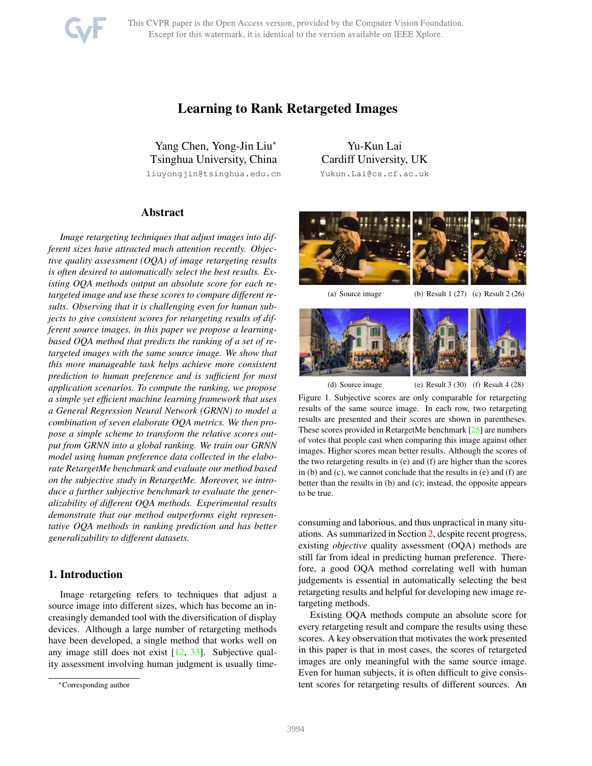# Learning to Rank Retargeted Images

Yang Chen, Yong-Jin Liu*
Tsinghua University, China
liuyongjin@tsinghua.edu.cn

Yu-Kun Lai
Cardiff University, UK
Yukun.Lai@cs.cf.ac.uk

## Abstract

*Image retargeting techniques that adjust images into different sizes have attracted much attention recently. Objective quality assessment (OQA) of image retargeting results is often desired to automatically select the best results. Existing OQA methods output an absolute score for each retargeted image and use these scores to compare different results. Observing that it is challenging even for human subjects to give consistent scores for retargeting results of different source images, in this paper we propose a learning-based OQA method that predicts the ranking of a set of retargeted images with the same source image. We show that this more manageable task helps achieve more consistent prediction to human preference and is sufficient for most application scenarios. To compute the ranking, we propose a simple yet efficient machine learning framework that uses a General Regression Neural Network (GRNN) to model a combination of seven elaborate OQA metrics. We then propose a simple scheme to transform the relative scores output from GRNN into a global ranking. We train our GRNN model using human preference data collected in the elaborate RetargetMe benchmark and evaluate our method based on the subjective study in RetargetMe. Moreover, we introduce a further subjective benchmark to evaluate the generalizability of different OQA methods. Experimental results demonstrate that our method outperforms eight representative OQA methods in ranking prediction and has better generalizability to different datasets.*

(a) Source image (b) Result 1 (27) (c) Result 2 (26)

(d) Source image (e) Result 3 (30) (f) Result 4 (28)

Figure 1. Subjective scores are only comparable for retargeting results of the same source image. In each row, two retargeting results are presented and their scores are shown in parentheses. These scores provided in RetargetMe benchmark [25] are numbers of votes that people cast when comparing this image against other images. Higher scores mean better results. Although the scores of the two retargeting results in (e) and (f) are higher than the scores in (b) and (c), we cannot conclude that the results in (e) and (f) are better than the results in (b) and (c); instead, the opposite appears to be true.

## 1. Introduction

Image retargeting refers to techniques that adjust a source image into different sizes, which has become an increasingly demanded tool with the diversification of display devices. Although a large number of retargeting methods have been developed, a single method that works well on any image still does not exist [12, 33]. Subjective quality assessment involving human judgment is usually time-consuming and laborious, and thus unpractical in many situations. As summarized in Section 2, despite recent progress, existing *objective* quality assessment (OQA) methods are still far from ideal in predicting human preference. Therefore, a good OQA method correlating well with human judgements is essential in automatically selecting the best retargeting results and helpful for developing new image retargeting methods.

Existing OQA methods compute an absolute score for every retargeting result and compare the results using these scores. A key observation that motivates the work presented in this paper is that in most cases, the scores of retargeted images are only meaningful with the same source image. Even for human subjects, it is often difficult to give consistent scores for retargeting results of different sources. An

*Corresponding author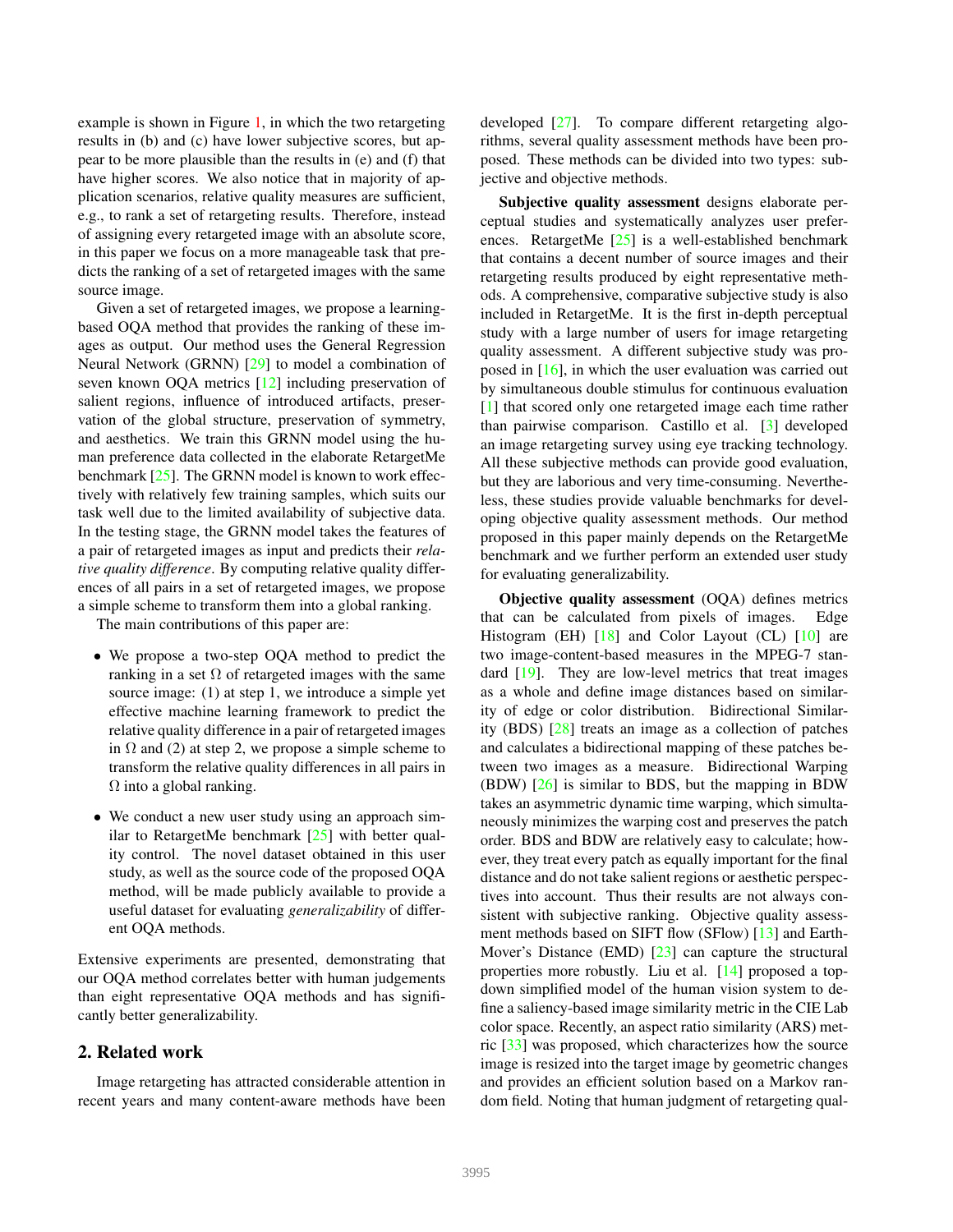example is shown in Figure 1, in which the two retargeting results in (b) and (c) have lower subjective scores, but appear to be more plausible than the results in (e) and (f) that have higher scores. We also notice that in majority of application scenarios, relative quality measures are sufficient, e.g., to rank a set of retargeting results. Therefore, instead of assigning every retargeted image with an absolute score, in this paper we focus on a more manageable task that predicts the ranking of a set of retargeted images with the same source image.

Given a set of retargeted images, we propose a learning-based OQA method that provides the ranking of these images as output. Our method uses the General Regression Neural Network (GRNN) [29] to model a combination of seven known OQA metrics [12] including preservation of salient regions, influence of introduced artifacts, preservation of the global structure, preservation of symmetry, and aesthetics. We train this GRNN model using the human preference data collected in the elaborate RetargetMe benchmark [25]. The GRNN model is known to work effectively with relatively few training samples, which suits our task well due to the limited availability of subjective data. In the testing stage, the GRNN model takes the features of a pair of retargeted images as input and predicts their *relative quality difference*. By computing relative quality differences of all pairs in a set of retargeted images, we propose a simple scheme to transform them into a global ranking.

The main contributions of this paper are:

- We propose a two-step OQA method to predict the ranking in a set $\Omega$ of retargeted images with the same source image: (1) at step 1, we introduce a simple yet effective machine learning framework to predict the relative quality difference in a pair of retargeted images in $\Omega$ and (2) at step 2, we propose a simple scheme to transform the relative quality differences in all pairs in $\Omega$ into a global ranking.
- We conduct a new user study using an approach similar to RetargetMe benchmark [25] with better quality control. The novel dataset obtained in this user study, as well as the source code of the proposed OQA method, will be made publicly available to provide a useful dataset for evaluating *generalizability* of different OQA methods.

Extensive experiments are presented, demonstrating that our OQA method correlates better with human judgements than eight representative OQA methods and has significantly better generalizability.

## 2. Related work

Image retargeting has attracted considerable attention in recent years and many content-aware methods have been developed [27]. To compare different retargeting algorithms, several quality assessment methods have been proposed. These methods can be divided into two types: subjective and objective methods.

**Subjective quality assessment** designs elaborate perceptual studies and systematically analyzes user preferences. RetargetMe [25] is a well-established benchmark that contains a decent number of source images and their retargeting results produced by eight representative methods. A comprehensive, comparative subjective study is also included in RetargetMe. It is the first in-depth perceptual study with a large number of users for image retargeting quality assessment. A different subjective study was proposed in [16], in which the user evaluation was carried out by simultaneous double stimulus for continuous evaluation [1] that scored only one retargeted image each time rather than pairwise comparison. Castillo et al. [3] developed an image retargeting survey using eye tracking technology. All these subjective methods can provide good evaluation, but they are laborious and very time-consuming. Nevertheless, these studies provide valuable benchmarks for developing objective quality assessment methods. Our method proposed in this paper mainly depends on the RetargetMe benchmark and we further perform an extended user study for evaluating generalizability.

**Objective quality assessment** (OQA) defines metrics that can be calculated from pixels of images. Edge Histogram (EH) [18] and Color Layout (CL) [10] are two image-content-based measures in the MPEG-7 standard [19]. They are low-level metrics that treat images as a whole and define image distances based on similarity of edge or color distribution. Bidirectional Similarity (BDS) [28] treats an image as a collection of patches and calculates a bidirectional mapping of these patches between two images as a measure. Bidirectional Warping (BDW) [26] is similar to BDS, but the mapping in BDW takes an asymmetric dynamic time warping, which simultaneously minimizes the warping cost and preserves the patch order. BDS and BDW are relatively easy to calculate; however, they treat every patch as equally important for the final distance and do not take salient regions or aesthetic perspectives into account. Thus their results are not always consistent with subjective ranking. Objective quality assessment methods based on SIFT flow (SFlow) [13] and Earth-Mover's Distance (EMD) [23] can capture the structural properties more robustly. Liu et al. [14] proposed a top-down simplified model of the human vision system to define a saliency-based image similarity metric in the CIE Lab color space. Recently, an aspect ratio similarity (ARS) metric [33] was proposed, which characterizes how the source image is resized into the target image by geometric changes and provides an efficient solution based on a Markov random field. Noting that human judgment of retargeting qual-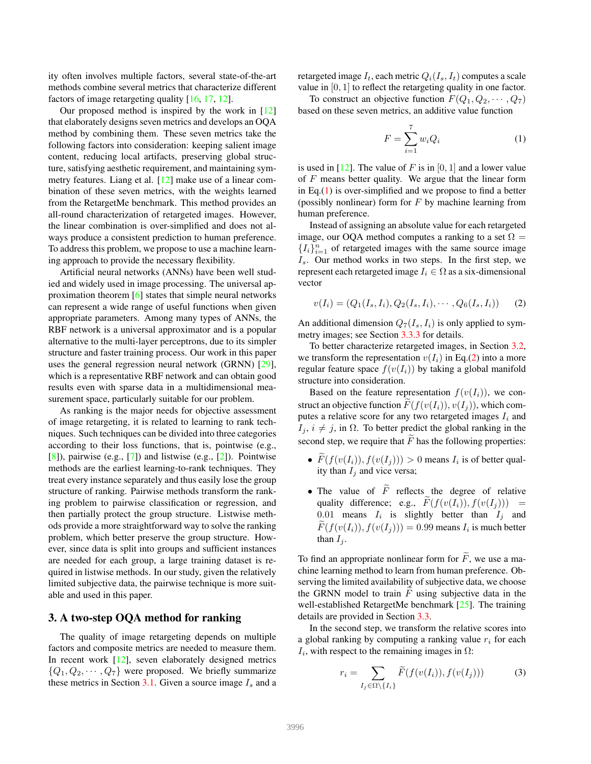ity often involves multiple factors, several state-of-the-art methods combine several metrics that characterize different factors of image retargeting quality [16, 17, 12].

Our proposed method is inspired by the work in [12] that elaborately designs seven metrics and develops an OQA method by combining them. These seven metrics take the following factors into consideration: keeping salient image content, reducing local artifacts, preserving global structure, satisfying aesthetic requirement, and maintaining symmetry features. Liang et al. [12] make use of a linear combination of these seven metrics, with the weights learned from the RetargetMe benchmark. This method provides an all-round characterization of retargeted images. However, the linear combination is over-simplified and does not always produce a consistent prediction to human preference. To address this problem, we propose to use a machine learning approach to provide the necessary flexibility.

Artificial neural networks (ANNs) have been well studied and widely used in image processing. The universal approximation theorem [6] states that simple neural networks can represent a wide range of useful functions when given appropriate parameters. Among many types of ANNs, the RBF network is a universal approximator and is a popular alternative to the multi-layer perceptrons, due to its simpler structure and faster training process. Our work in this paper uses the general regression neural network (GRNN) [29], which is a representative RBF network and can obtain good results even with sparse data in a multidimensional measurement space, particularly suitable for our problem.

As ranking is the major needs for objective assessment of image retargeting, it is related to learning to rank techniques. Such techniques can be divided into three categories according to their loss functions, that is, pointwise (e.g., [8]), pairwise (e.g., [7]) and listwise (e.g., [2]). Pointwise methods are the earliest learning-to-rank techniques. They treat every instance separately and thus easily lose the group structure of ranking. Pairwise methods transform the ranking problem to pairwise classification or regression, and then partially protect the group structure. Listwise methods provide a more straightforward way to solve the ranking problem, which better preserve the group structure. However, since data is split into groups and sufficient instances are needed for each group, a large training dataset is required in listwise methods. In our study, given the relatively limited subjective data, the pairwise technique is more suitable and used in this paper.

## 3. A two-step OQA method for ranking

The quality of image retargeting depends on multiple factors and composite metrics are needed to measure them. In recent work [12], seven elaborately designed metrics $\{Q_1, Q_2, \cdots, Q_7\}$ were proposed. We briefly summarize these metrics in Section 3.1. Given a source image $I_s$ and a retargeted image $I_t$, each metric $Q_i(I_s, I_t)$ computes a scale value in $[0, 1]$ to reflect the retargeting quality in one factor.

To construct an objective function $F(Q_1, Q_2, \cdots, Q_7)$ based on these seven metrics, an additive value function

$$F = \sum_{i=1}^{7} w_i Q_i \tag{1}$$

is used in [12]. The value of $F$ is in $[0, 1]$ and a lower value of $F$ means better quality. We argue that the linear form in Eq.(1) is over-simplified and we propose to find a better (possibly nonlinear) form for $F$ by machine learning from human preference.

Instead of assigning an absolute value for each retargeted image, our OQA method computes a ranking to a set $\Omega = \{I_i\}_{i=1}^{n}$ of retargeted images with the same source image $I_s$. Our method works in two steps. In the first step, we represent each retargeted image $I_i \in \Omega$ as a six-dimensional vector

$$v(I_i) = (Q_1(I_s, I_i), Q_2(I_s, I_i), \cdots, Q_6(I_s, I_i)) \tag{2}$$

An additional dimension $Q_7(I_s, I_i)$ is only applied to symmetry images; see Section 3.3.3 for details.

To better characterize retargeted images, in Section 3.2, we transform the representation $v(I_i)$ in Eq.(2) into a more regular feature space $f(v(I_i))$ by taking a global manifold structure into consideration.

Based on the feature representation $f(v(I_i))$, we construct an objective function $\widetilde{F}(f(v(I_i)), v(I_j))$, which computes a relative score for any two retargeted images $I_i$ and $I_j$, $i \neq j$, in $\Omega$. To better predict the global ranking in the second step, we require that $\widetilde{F}$ has the following properties:

- $\widetilde{F}(f(v(I_i)), f(v(I_j))) > 0$ means $I_i$ is of better quality than $I_j$ and vice versa;
- The value of $\widetilde{F}$ reflects the degree of relative quality difference; e.g., $\widetilde{F}(f(v(I_i)), f(v(I_j))) = 0.01$ means $I_i$ is slightly better than $I_j$ and $\widetilde{F}(f(v(I_i)), f(v(I_j))) = 0.99$ means $I_i$ is much better than $I_j$.

To find an appropriate nonlinear form for $\widetilde{F}$, we use a machine learning method to learn from human preference. Observing the limited availability of subjective data, we choose the GRNN model to train $\widetilde{F}$ using subjective data in the well-established RetargetMe benchmark [25]. The training details are provided in Section 3.3.

In the second step, we transform the relative scores into a global ranking by computing a ranking value $r_i$ for each $I_i$, with respect to the remaining images in $\Omega$:

$$r_i = \sum_{I_j \in \Omega \setminus \{I_i\}} \widetilde{F}(f(v(I_i)), f(v(I_j))) \tag{3}$$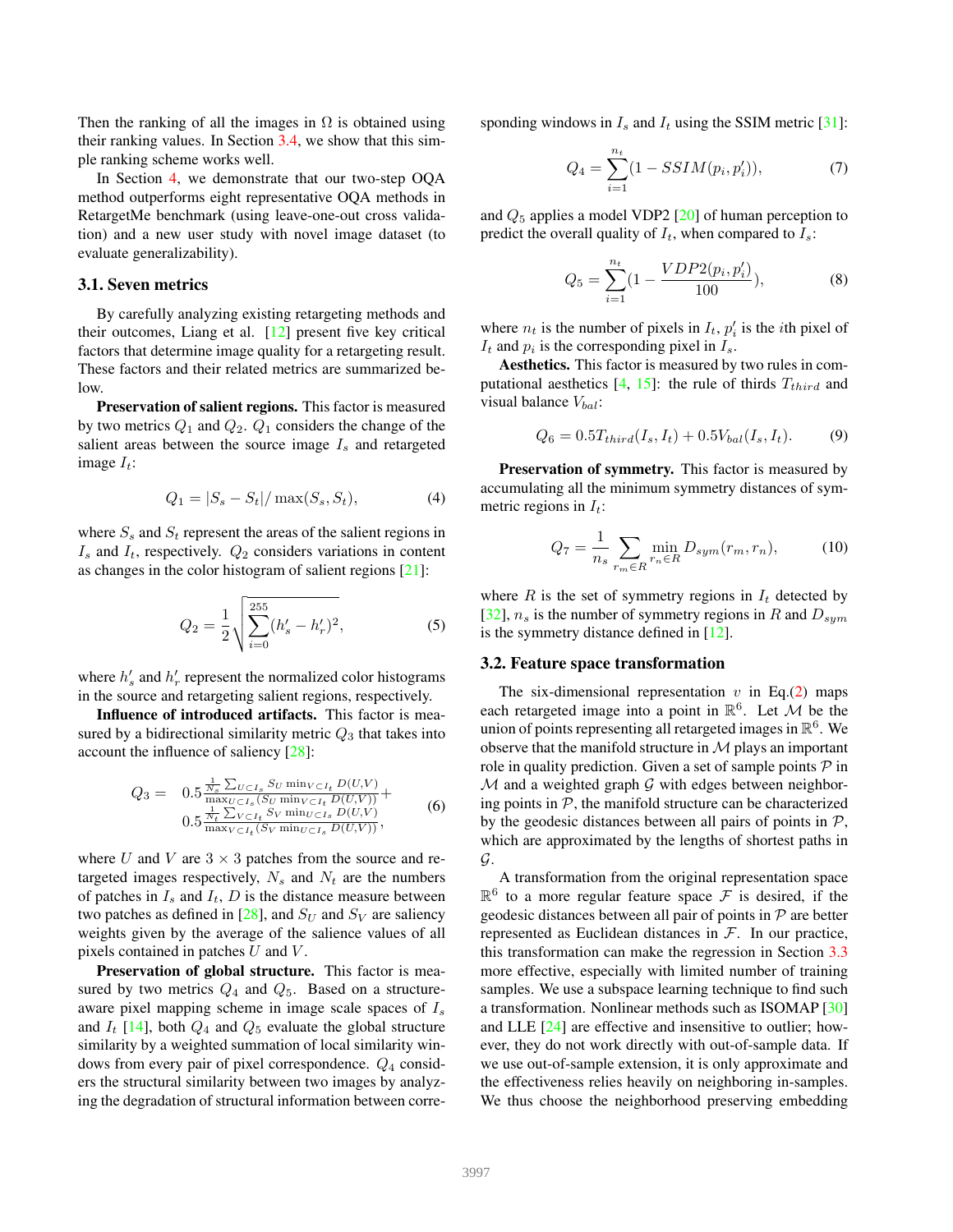Then the ranking of all the images in $\Omega$ is obtained using their ranking values. In Section 3.4, we show that this simple ranking scheme works well.

In Section 4, we demonstrate that our two-step OQA method outperforms eight representative OQA methods in RetargetMe benchmark (using leave-one-out cross validation) and a new user study with novel image dataset (to evaluate generalizability).

### 3.1. Seven metrics

By carefully analyzing existing retargeting methods and their outcomes, Liang et al. [12] present five key critical factors that determine image quality for a retargeting result. These factors and their related metrics are summarized below.

**Preservation of salient regions.** This factor is measured by two metrics $Q_1$ and $Q_2$. $Q_1$ considers the change of the salient areas between the source image $I_s$ and retargeted image $I_t$:

$$Q_1 = |S_s - S_t| / \max(S_s, S_t), \tag{4}$$

where $S_s$ and $S_t$ represent the areas of the salient regions in $I_s$ and $I_t$, respectively. $Q_2$ considers variations in content as changes in the color histogram of salient regions [21]:

$$Q_2 = \frac{1}{2}\sqrt{\sum_{i=0}^{255}(h'_s - h'_r)^2}, \tag{5}$$

where $h'_s$ and $h'_r$ represent the normalized color histograms in the source and retargeting salient regions, respectively.

**Influence of introduced artifacts.** This factor is measured by a bidirectional similarity metric $Q_3$ that takes into account the influence of saliency [28]:

$$Q_3 = \begin{array}{l} 0.5\frac{\frac{1}{N_s}\sum_{U\subset I_s} S_U \min_{V\subset I_t} D(U,V)}{\max_{U\subset I_s}(S_U \min_{V\subset I_t} D(U,V))} + \\ 0.5\frac{\frac{1}{N_t}\sum_{V\subset I_t} S_V \min_{U\subset I_s} D(U,V)}{\max_{V\subset I_t}(S_V \min_{U\subset I_s} D(U,V))}, \end{array} \tag{6}$$

where $U$ and $V$ are $3\times 3$ patches from the source and retargeted images respectively, $N_s$ and $N_t$ are the numbers of patches in $I_s$ and $I_t$, $D$ is the distance measure between two patches as defined in [28], and $S_U$ and $S_V$ are saliency weights given by the average of the salience values of all pixels contained in patches $U$ and $V$.

**Preservation of global structure.** This factor is measured by two metrics $Q_4$ and $Q_5$. Based on a structure-aware pixel mapping scheme in image scale spaces of $I_s$ and $I_t$ [14], both $Q_4$ and $Q_5$ evaluate the global structure similarity by a weighted summation of local similarity windows from every pair of pixel correspondence. $Q_4$ considers the structural similarity between two images by analyzing the degradation of structural information between corresponding windows in $I_s$ and $I_t$ using the SSIM metric [31]:

$$Q_4 = \sum_{i=1}^{n_t}(1 - SSIM(p_i, p'_i)), \tag{7}$$

and $Q_5$ applies a model VDP2 [20] of human perception to predict the overall quality of $I_t$, when compared to $I_s$:

$$Q_5 = \sum_{i=1}^{n_t}(1 - \frac{VDP2(p_i, p'_i)}{100}), \tag{8}$$

where $n_t$ is the number of pixels in $I_t$, $p'_i$ is the $i$th pixel of $I_t$ and $p_i$ is the corresponding pixel in $I_s$.

**Aesthetics.** This factor is measured by two rules in computational aesthetics [4, 15]: the rule of thirds $T_{third}$ and visual balance $V_{bal}$:

$$Q_6 = 0.5T_{third}(I_s, I_t) + 0.5V_{bal}(I_s, I_t). \tag{9}$$

**Preservation of symmetry.** This factor is measured by accumulating all the minimum symmetry distances of symmetric regions in $I_t$:

$$Q_7 = \frac{1}{n_s}\sum_{r_m\in R}\min_{r_n\in R} D_{sym}(r_m, r_n), \tag{10}$$

where $R$ is the set of symmetry regions in $I_t$ detected by [32], $n_s$ is the number of symmetry regions in $R$ and $D_{sym}$ is the symmetry distance defined in [12].

### 3.2. Feature space transformation

The six-dimensional representation $v$ in Eq.(2) maps each retargeted image into a point in $\mathbb{R}^6$. Let $\mathcal{M}$ be the union of points representing all retargeted images in $\mathbb{R}^6$. We observe that the manifold structure in $\mathcal{M}$ plays an important role in quality prediction. Given a set of sample points $\mathcal{P}$ in $\mathcal{M}$ and a weighted graph $\mathcal{G}$ with edges between neighboring points in $\mathcal{P}$, the manifold structure can be characterized by the geodesic distances between all pairs of points in $\mathcal{P}$, which are approximated by the lengths of shortest paths in $\mathcal{G}$.

A transformation from the original representation space $\mathbb{R}^6$ to a more regular feature space $\mathcal{F}$ is desired, if the geodesic distances between all pair of points in $\mathcal{P}$ are better represented as Euclidean distances in $\mathcal{F}$. In our practice, this transformation can make the regression in Section 3.3 more effective, especially with limited number of training samples. We use a subspace learning technique to find such a transformation. Nonlinear methods such as ISOMAP [30] and LLE [24] are effective and insensitive to outlier; however, they do not work directly with out-of-sample data. If we use out-of-sample extension, it is only approximate and the effectiveness relies heavily on neighboring in-samples. We thus choose the neighborhood preserving embedding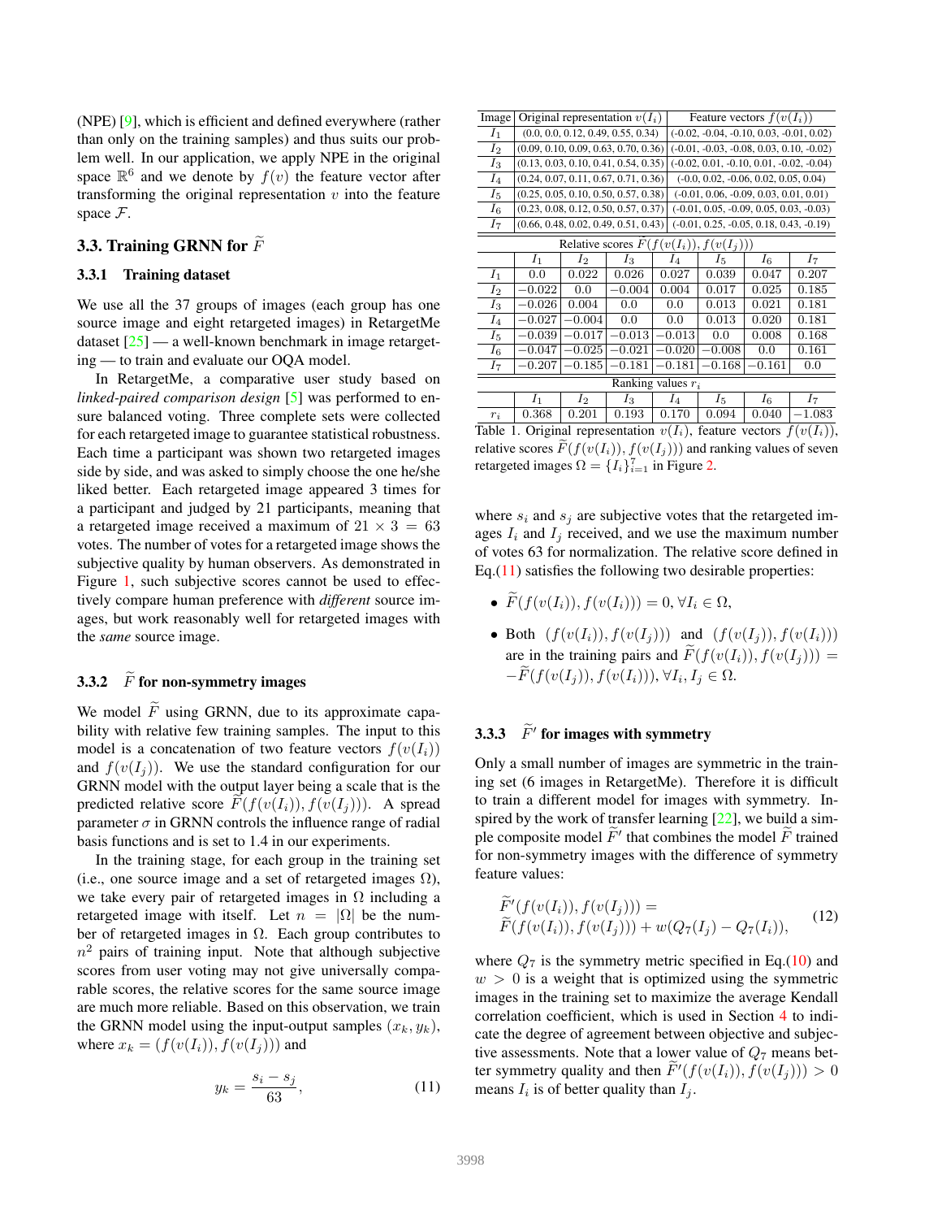(NPE) [9], which is efficient and defined everywhere (rather than only on the training samples) and thus suits our problem well. In our application, we apply NPE in the original space $\mathbb{R}^6$ and we denote by $f(v)$ the feature vector after transforming the original representation $v$ into the feature space $\mathcal{F}$.

### 3.3. Training GRNN for $\widetilde{F}$

#### 3.3.1 Training dataset

We use all the 37 groups of images (each group has one source image and eight retargeted images) in RetargetMe dataset [25] — a well-known benchmark in image retargeting — to train and evaluate our OQA model.

In RetargetMe, a comparative user study based on *linked-paired comparison design* [5] was performed to ensure balanced voting. Three complete sets were collected for each retargeted image to guarantee statistical robustness. Each time a participant was shown two retargeted images side by side, and was asked to simply choose the one he/she liked better. Each retargeted image appeared 3 times for a participant and judged by 21 participants, meaning that a retargeted image received a maximum of $21 \times 3 = 63$ votes. The number of votes for a retargeted image shows the subjective quality by human observers. As demonstrated in Figure 1, such subjective scores cannot be used to effectively compare human preference with *different* source images, but work reasonably well for retargeted images with the *same* source image.

#### 3.3.2 $\widetilde{F}$ for non-symmetry images

We model $\widetilde{F}$ using GRNN, due to its approximate capability with relative few training samples. The input to this model is a concatenation of two feature vectors $f(v(I_i))$ and $f(v(I_j))$. We use the standard configuration for our GRNN model with the output layer being a scale that is the predicted relative score $\widetilde{F}(f(v(I_i)), f(v(I_j)))$. A spread parameter $\sigma$ in GRNN controls the influence range of radial basis functions and is set to 1.4 in our experiments.

In the training stage, for each group in the training set (i.e., one source image and a set of retargeted images $\Omega$), we take every pair of retargeted images in $\Omega$ including a retargeted image with itself. Let $n = |\Omega|$ be the number of retargeted images in $\Omega$. Each group contributes to $n^2$ pairs of training input. Note that although subjective scores from user voting may not give universally comparable scores, the relative scores for the same source image are much more reliable. Based on this observation, we train the GRNN model using the input-output samples $(x_k, y_k)$, where $x_k = (f(v(I_i)), f(v(I_j)))$ and

$$y_k = \frac{s_i - s_j}{63}, \tag{11}$$

| Image | Original representation $v(I_i)$ | Feature vectors $f(v(I_i))$ |
|---|---|---|
| $I_1$ | (0.0, 0.0, 0.12, 0.49, 0.55, 0.34) | (-0.02, -0.04, -0.10, 0.03, -0.01, 0.02) |
| $I_2$ | (0.09, 0.10, 0.09, 0.63, 0.70, 0.36) | (-0.01, -0.03, -0.08, 0.03, 0.10, -0.02) |
| $I_3$ | (0.13, 0.03, 0.10, 0.41, 0.54, 0.35) | (-0.02, 0.01, -0.10, 0.01, -0.02, -0.04) |
| $I_4$ | (0.24, 0.07, 0.11, 0.67, 0.71, 0.36) | (-0.0, 0.02, -0.06, 0.02, 0.05, 0.04) |
| $I_5$ | (0.25, 0.05, 0.10, 0.50, 0.57, 0.38) | (-0.01, 0.06, -0.09, 0.03, 0.01, 0.01) |
| $I_6$ | (0.23, 0.08, 0.12, 0.50, 0.57, 0.37) | (-0.01, 0.05, -0.09, 0.05, 0.03, -0.03) |
| $I_7$ | (0.66, 0.48, 0.02, 0.49, 0.51, 0.43) | (-0.01, 0.25, -0.05, 0.18, 0.43, -0.19) |

| Relative scores $\widetilde{F}(f(v(I_i)), f(v(I_j)))$ | | | | | | | |
|---|---|---|---|---|---|---|---|
| | $I_1$ | $I_2$ | $I_3$ | $I_4$ | $I_5$ | $I_6$ | $I_7$ |
| $I_1$ | 0.0 | 0.022 | 0.026 | 0.027 | 0.039 | 0.047 | 0.207 |
| $I_2$ | $-0.022$ | 0.0 | $-0.004$ | 0.004 | 0.017 | 0.025 | 0.185 |
| $I_3$ | $-0.026$ | 0.004 | 0.0 | 0.0 | 0.013 | 0.021 | 0.181 |
| $I_4$ | $-0.027$ | $-0.004$ | 0.0 | 0.0 | 0.013 | 0.020 | 0.181 |
| $I_5$ | $-0.039$ | $-0.017$ | $-0.013$ | $-0.013$ | 0.0 | 0.008 | 0.168 |
| $I_6$ | $-0.047$ | $-0.025$ | $-0.021$ | $-0.020$ | $-0.008$ | 0.0 | 0.161 |
| $I_7$ | $-0.207$ | $-0.185$ | $-0.181$ | $-0.181$ | $-0.168$ | $-0.161$ | 0.0 |

| Ranking values $r_i$ | | | | | | | |
|---|---|---|---|---|---|---|---|
| | $I_1$ | $I_2$ | $I_3$ | $I_4$ | $I_5$ | $I_6$ | $I_7$ |
| $r_i$ | 0.368 | 0.201 | 0.193 | 0.170 | 0.094 | 0.040 | $-1.083$ |

Table 1. Original representation $v(I_i)$, feature vectors $f(v(I_i))$, relative scores $\widetilde{F}(f(v(I_i)), f(v(I_j)))$ and ranking values of seven retargeted images $\Omega = \{I_i\}_{i=1}^{7}$ in Figure 2.

where $s_i$ and $s_j$ are subjective votes that the retargeted images $I_i$ and $I_j$ received, and we use the maximum number of votes 63 for normalization. The relative score defined in Eq.(11) satisfies the following two desirable properties:

- $\widetilde{F}(f(v(I_i)), f(v(I_i))) = 0, \forall I_i \in \Omega$,
- Both $(f(v(I_i)), f(v(I_j)))$ and $(f(v(I_j)), f(v(I_i)))$ are in the training pairs and $\widetilde{F}(f(v(I_i)), f(v(I_j))) = -\widetilde{F}(f(v(I_j)), f(v(I_i))), \forall I_i, I_j \in \Omega$.

#### 3.3.3 $\widetilde{F}'$ for images with symmetry

Only a small number of images are symmetric in the training set (6 images in RetargetMe). Therefore it is difficult to train a different model for images with symmetry. Inspired by the work of transfer learning [22], we build a simple composite model $\widetilde{F}'$ that combines the model $\widetilde{F}$ trained for non-symmetry images with the difference of symmetry feature values:

$$\begin{aligned} &\widetilde{F}'(f(v(I_i)), f(v(I_j))) = \\ &\widetilde{F}(f(v(I_i)), f(v(I_j))) + w(Q_7(I_j) - Q_7(I_i)), \end{aligned} \tag{12}$$

where $Q_7$ is the symmetry metric specified in Eq.(10) and $w > 0$ is a weight that is optimized using the symmetric images in the training set to maximize the average Kendall correlation coefficient, which is used in Section 4 to indicate the degree of agreement between objective and subjective assessments. Note that a lower value of $Q_7$ means better symmetry quality and then $\widetilde{F}'(f(v(I_i)), f(v(I_j))) > 0$ means $I_i$ is of better quality than $I_j$.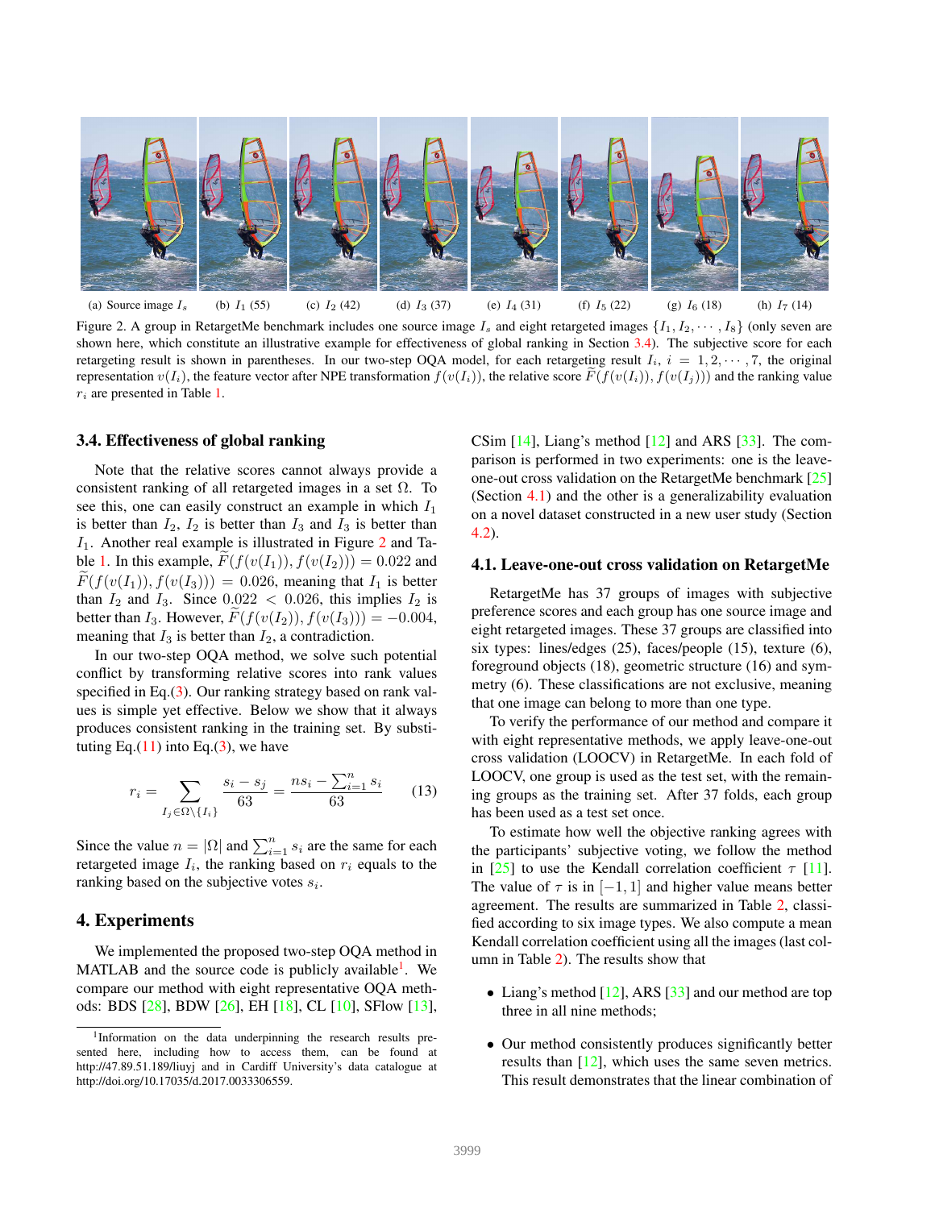(a) Source image $I_s$ (b) $I_1$ (55) (c) $I_2$ (42) (d) $I_3$ (37) (e) $I_4$ (31) (f) $I_5$ (22) (g) $I_6$ (18) (h) $I_7$ (14)

Figure 2. A group in RetargetMe benchmark includes one source image $I_s$ and eight retargeted images $\{I_1, I_2, \cdots, I_8\}$ (only seven are shown here, which constitute an illustrative example for effectiveness of global ranking in Section 3.4). The subjective score for each retargeting result is shown in parentheses. In our two-step OQA model, for each retargeting result $I_i$, $i = 1, 2, \cdots, 7$, the original representation $v(I_i)$, the feature vector after NPE transformation $f(v(I_i))$, the relative score $\widetilde{F}(f(v(I_i)), f(v(I_j)))$ and the ranking value $r_i$ are presented in Table 1.

### 3.4. Effectiveness of global ranking

Note that the relative scores cannot always provide a consistent ranking of all retargeted images in a set $\Omega$. To see this, one can easily construct an example in which $I_1$ is better than $I_2$, $I_2$ is better than $I_3$ and $I_3$ is better than $I_1$. Another real example is illustrated in Figure 2 and Table 1. In this example, $\widetilde{F}(f(v(I_1)), f(v(I_2))) = 0.022$ and $\widetilde{F}(f(v(I_1)), f(v(I_3))) = 0.026$, meaning that $I_1$ is better than $I_2$ and $I_3$. Since $0.022 < 0.026$, this implies $I_2$ is better than $I_3$. However, $\widetilde{F}(f(v(I_2)), f(v(I_3))) = -0.004$, meaning that $I_3$ is better than $I_2$, a contradiction.

In our two-step OQA method, we solve such potential conflict by transforming relative scores into rank values specified in Eq.(3). Our ranking strategy based on rank values is simple yet effective. Below we show that it always produces consistent ranking in the training set. By substituting Eq.(11) into Eq.(3), we have

$$r_i = \sum_{I_j \in \Omega \setminus \{I_i\}} \frac{s_i - s_j}{63} = \frac{n s_i - \sum_{i=1}^{n} s_i}{63} \qquad (13)$$

Since the value $n = |\Omega|$ and $\sum_{i=1}^{n} s_i$ are the same for each retargeted image $I_i$, the ranking based on $r_i$ equals to the ranking based on the subjective votes $s_i$.

## 4. Experiments

We implemented the proposed two-step OQA method in MATLAB and the source code is publicly available[1]. We compare our method with eight representative OQA methods: BDS [28], BDW [26], EH [18], CL [10], SFlow [13], CSim [14], Liang's method [12] and ARS [33]. The comparison is performed in two experiments: one is the leave-one-out cross validation on the RetargetMe benchmark [25] (Section 4.1) and the other is a generalizability evaluation on a novel dataset constructed in a new user study (Section 4.2).

[1] Information on the data underpinning the research results presented here, including how to access them, can be found at http://47.89.51.189/liuyj and in Cardiff University's data catalogue at http://doi.org/10.17035/d.2017.0033306559.

### 4.1. Leave-one-out cross validation on RetargetMe

RetargetMe has 37 groups of images with subjective preference scores and each group has one source image and eight retargeted images. These 37 groups are classified into six types: lines/edges (25), faces/people (15), texture (6), foreground objects (18), geometric structure (16) and symmetry (6). These classifications are not exclusive, meaning that one image can belong to more than one type.

To verify the performance of our method and compare it with eight representative methods, we apply leave-one-out cross validation (LOOCV) in RetargetMe. In each fold of LOOCV, one group is used as the test set, with the remaining groups as the training set. After 37 folds, each group has been used as a test set once.

To estimate how well the objective ranking agrees with the participants' subjective voting, we follow the method in [25] to use the Kendall correlation coefficient $\tau$ [11]. The value of $\tau$ is in $[-1, 1]$ and higher value means better agreement. The results are summarized in Table 2, classified according to six image types. We also compute a mean Kendall correlation coefficient using all the images (last column in Table 2). The results show that

- Liang's method [12], ARS [33] and our method are top three in all nine methods;
- Our method consistently produces significantly better results than [12], which uses the same seven metrics. This result demonstrates that the linear combination of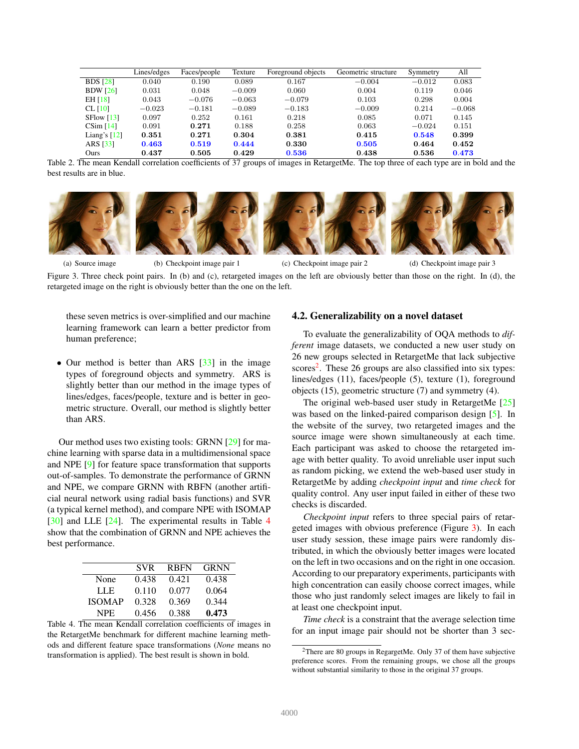| | Lines/edges | Faces/people | Texture | Foreground objects | Geometric structure | Symmetry | All |
|---|---|---|---|---|---|---|---|
| BDS [28] | 0.040 | 0.190 | 0.089 | 0.167 | $-0.004$ | $-0.012$ | 0.083 |
| BDW [26] | 0.031 | 0.048 | $-0.009$ | 0.060 | 0.004 | 0.119 | 0.046 |
| EH [18] | 0.043 | $-0.076$ | $-0.063$ | $-0.079$ | 0.103 | 0.298 | 0.004 |
| CL [10] | $-0.023$ | $-0.181$ | $-0.089$ | $-0.183$ | $-0.009$ | 0.214 | $-0.068$ |
| SFlow [13] | 0.097 | 0.252 | 0.161 | 0.218 | 0.085 | 0.071 | 0.145 |
| CSim [14] | 0.091 | **0.271** | 0.188 | 0.258 | 0.063 | $-0.024$ | 0.151 |
| Liang's [12] | **0.351** | **0.271** | **0.304** | **0.381** | **0.415** | **0.548** | **0.399** |
| ARS [33] | **0.463** | **0.519** | **0.444** | **0.330** | **0.505** | **0.464** | **0.452** |
| Ours | **0.437** | **0.505** | **0.429** | **0.536** | **0.438** | **0.536** | **0.473** |

Table 2. The mean Kendall correlation coefficients of 37 groups of images in RetargetMe. The top three of each type are in bold and the best results are in blue.

(a) Source image (b) Checkpoint image pair 1 (c) Checkpoint image pair 2 (d) Checkpoint image pair 3

Figure 3. Three check point pairs. In (b) and (c), retargeted images on the left are obviously better than those on the right. In (d), the retargeted image on the right is obviously better than the one on the left.

these seven metrics is over-simplified and our machine learning framework can learn a better predictor from human preference;

- Our method is better than ARS [33] in the image types of foreground objects and symmetry. ARS is slightly better than our method in the image types of lines/edges, faces/people, texture and is better in geometric structure. Overall, our method is slightly better than ARS.

Our method uses two existing tools: GRNN [29] for machine learning with sparse data in a multidimensional space and NPE [9] for feature space transformation that supports out-of-samples. To demonstrate the performance of GRNN and NPE, we compare GRNN with RBFN (another artificial neural network using radial basis functions) and SVR (a typical kernel method), and compare NPE with ISOMAP [30] and LLE [24]. The experimental results in Table 4 show that the combination of GRNN and NPE achieves the best performance.

| | SVR | RBFN | GRNN |
|---|---|---|---|
| None | 0.438 | 0.421 | 0.438 |
| LLE | 0.110 | 0.077 | 0.064 |
| ISOMAP | 0.328 | 0.369 | 0.344 |
| NPE | 0.456 | 0.388 | **0.473** |

Table 4. The mean Kendall correlation coefficients of images in the RetargetMe benchmark for different machine learning methods and different feature space transformations (*None* means no transformation is applied). The best result is shown in bold.

## 4.2. Generalizability on a novel dataset

To evaluate the generalizability of OQA methods to *different* image datasets, we conducted a new user study on 26 new groups selected in RetargetMe that lack subjective scores[2]. These 26 groups are also classified into six types: lines/edges (11), faces/people (5), texture (1), foreground objects (15), geometric structure (7) and symmetry (4).

The original web-based user study in RetargetMe [25] was based on the linked-paired comparison design [5]. In the website of the survey, two retargeted images and the source image were shown simultaneously at each time. Each participant was asked to choose the retargeted image with better quality. To avoid unreliable user input such as random picking, we extend the web-based user study in RetargetMe by adding *checkpoint input* and *time check* for quality control. Any user input failed in either of these two checks is discarded.

*Checkpoint input* refers to three special pairs of retargeted images with obvious preference (Figure 3). In each user study session, these image pairs were randomly distributed, in which the obviously better images were located on the left in two occasions and on the right in one occasion. According to our preparatory experiments, participants with high concentration can easily choose correct images, while those who just randomly select images are likely to fail in at least one checkpoint input.

*Time check* is a constraint that the average selection time for an input image pair should not be shorter than 3 sec-

[2]There are 80 groups in RegargetMe. Only 37 of them have subjective preference scores. From the remaining groups, we chose all the groups without substantial similarity to those in the original 37 groups.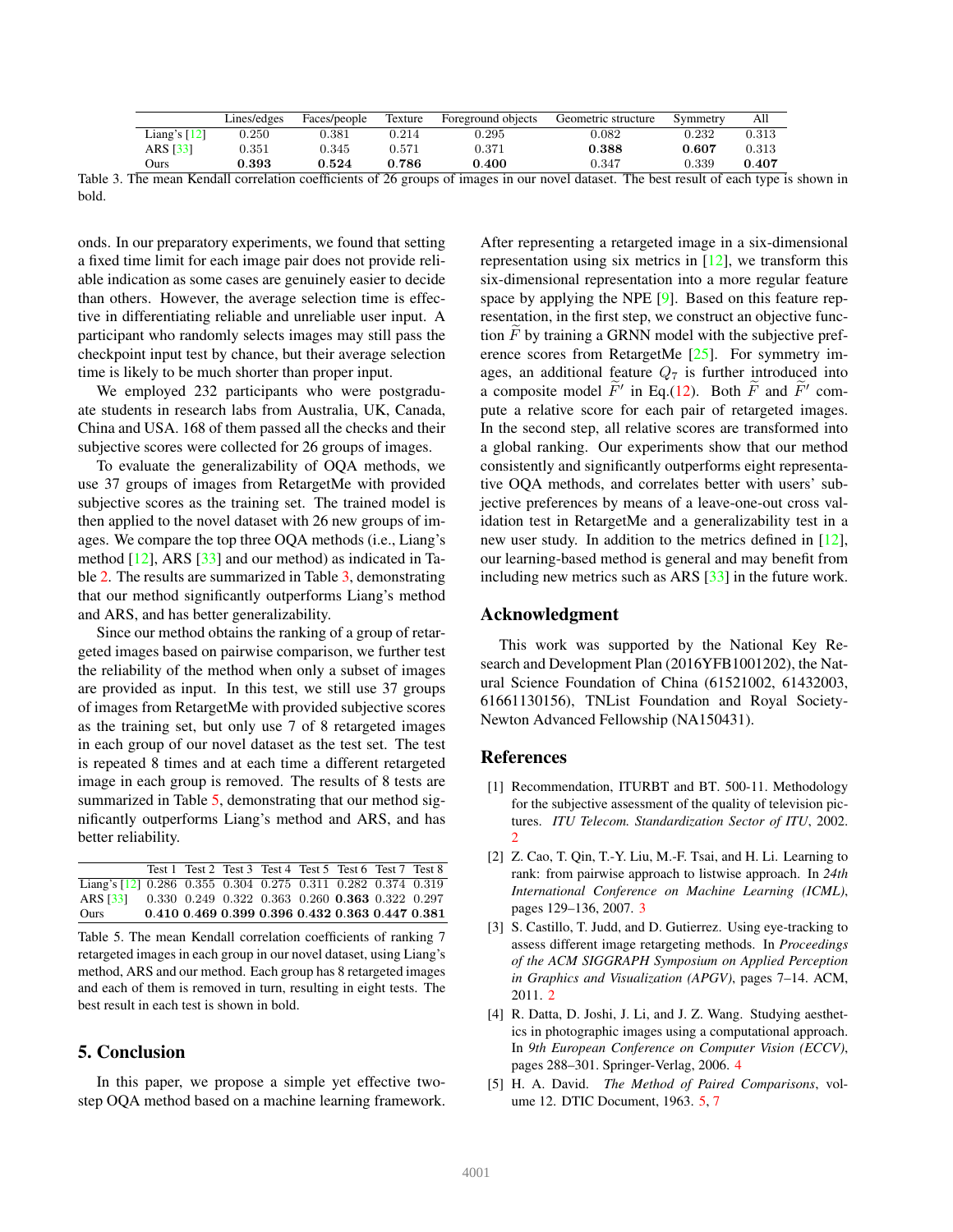|  | Lines/edges | Faces/people | Texture | Foreground objects | Geometric structure | Symmetry | All |
|---|---|---|---|---|---|---|---|
| Liang's [12] | 0.250 | 0.381 | 0.214 | 0.295 | 0.082 | 0.232 | 0.313 |
| ARS [33] | 0.351 | 0.345 | 0.571 | 0.371 | **0.388** | **0.607** | 0.313 |
| Ours | **0.393** | **0.524** | **0.786** | **0.400** | 0.347 | 0.339 | **0.407** |

Table 3. The mean Kendall correlation coefficients of 26 groups of images in our novel dataset. The best result of each type is shown in bold.

onds. In our preparatory experiments, we found that setting a fixed time limit for each image pair does not provide reliable indication as some cases are genuinely easier to decide than others. However, the average selection time is effective in differentiating reliable and unreliable user input. A participant who randomly selects images may still pass the checkpoint input test by chance, but their average selection time is likely to be much shorter than proper input.

We employed 232 participants who were postgraduate students in research labs from Australia, UK, Canada, China and USA. 168 of them passed all the checks and their subjective scores were collected for 26 groups of images.

To evaluate the generalizability of OQA methods, we use 37 groups of images from RetargetMe with provided subjective scores as the training set. The trained model is then applied to the novel dataset with 26 new groups of images. We compare the top three OQA methods (i.e., Liang's method [12], ARS [33] and our method) as indicated in Table 2. The results are summarized in Table 3, demonstrating that our method significantly outperforms Liang's method and ARS, and has better generalizability.

Since our method obtains the ranking of a group of retargeted images based on pairwise comparison, we further test the reliability of the method when only a subset of images are provided as input. In this test, we still use 37 groups of images from RetargetMe with provided subjective scores as the training set, but only use 7 of 8 retargeted images in each group of our novel dataset as the test set. The test is repeated 8 times and at each time a different retargeted image in each group is removed. The results of 8 tests are summarized in Table 5, demonstrating that our method significantly outperforms Liang's method and ARS, and has better reliability.

|  | Test 1 | Test 2 | Test 3 | Test 4 | Test 5 | Test 6 | Test 7 | Test 8 |
|---|---|---|---|---|---|---|---|---|
| Liang's [12] | 0.286 | 0.355 | 0.304 | 0.275 | 0.311 | 0.282 | 0.374 | 0.319 |
| ARS [33] | 0.330 | 0.249 | 0.322 | 0.363 | 0.260 | **0.363** | 0.322 | 0.297 |
| Ours | **0.410** | **0.469** | **0.399** | **0.396** | **0.432** | **0.363** | **0.447** | **0.381** |

Table 5. The mean Kendall correlation coefficients of ranking 7 retargeted images in each group in our novel dataset, using Liang's method, ARS and our method. Each group has 8 retargeted images and each of them is removed in turn, resulting in eight tests. The best result in each test is shown in bold.

## 5. Conclusion

In this paper, we propose a simple yet effective two-step OQA method based on a machine learning framework. After representing a retargeted image in a six-dimensional representation using six metrics in [12], we transform this six-dimensional representation into a more regular feature space by applying the NPE [9]. Based on this feature representation, in the first step, we construct an objective function $\widetilde{F}$ by training a GRNN model with the subjective preference scores from RetargetMe [25]. For symmetry images, an additional feature $Q_7$ is further introduced into a composite model $\widetilde{F}'$ in Eq.(12). Both $\widetilde{F}$ and $\widetilde{F}'$ compute a relative score for each pair of retargeted images. In the second step, all relative scores are transformed into a global ranking. Our experiments show that our method consistently and significantly outperforms eight representative OQA methods, and correlates better with users' subjective preferences by means of a leave-one-out cross validation test in RetargetMe and a generalizability test in a new user study. In addition to the metrics defined in [12], our learning-based method is general and may benefit from including new metrics such as ARS [33] in the future work.

## Acknowledgment

This work was supported by the National Key Research and Development Plan (2016YFB1001202), the Natural Science Foundation of China (61521002, 61432003, 61661130156), TNList Foundation and Royal Society-Newton Advanced Fellowship (NA150431).

## References

[1] Recommendation, ITURBT and BT. 500-11. Methodology for the subjective assessment of the quality of television pictures. *ITU Telecom. Standardization Sector of ITU*, 2002. 2

[2] Z. Cao, T. Qin, T.-Y. Liu, M.-F. Tsai, and H. Li. Learning to rank: from pairwise approach to listwise approach. In *24th International Conference on Machine Learning (ICML)*, pages 129–136, 2007. 3

[3] S. Castillo, T. Judd, and D. Gutierrez. Using eye-tracking to assess different image retargeting methods. In *Proceedings of the ACM SIGGRAPH Symposium on Applied Perception in Graphics and Visualization (APGV)*, pages 7–14. ACM, 2011. 2

[4] R. Datta, D. Joshi, J. Li, and J. Z. Wang. Studying aesthetics in photographic images using a computational approach. In *9th European Conference on Computer Vision (ECCV)*, pages 288–301. Springer-Verlag, 2006. 4

[5] H. A. David. *The Method of Paired Comparisons*, volume 12. DTIC Document, 1963. 5, 7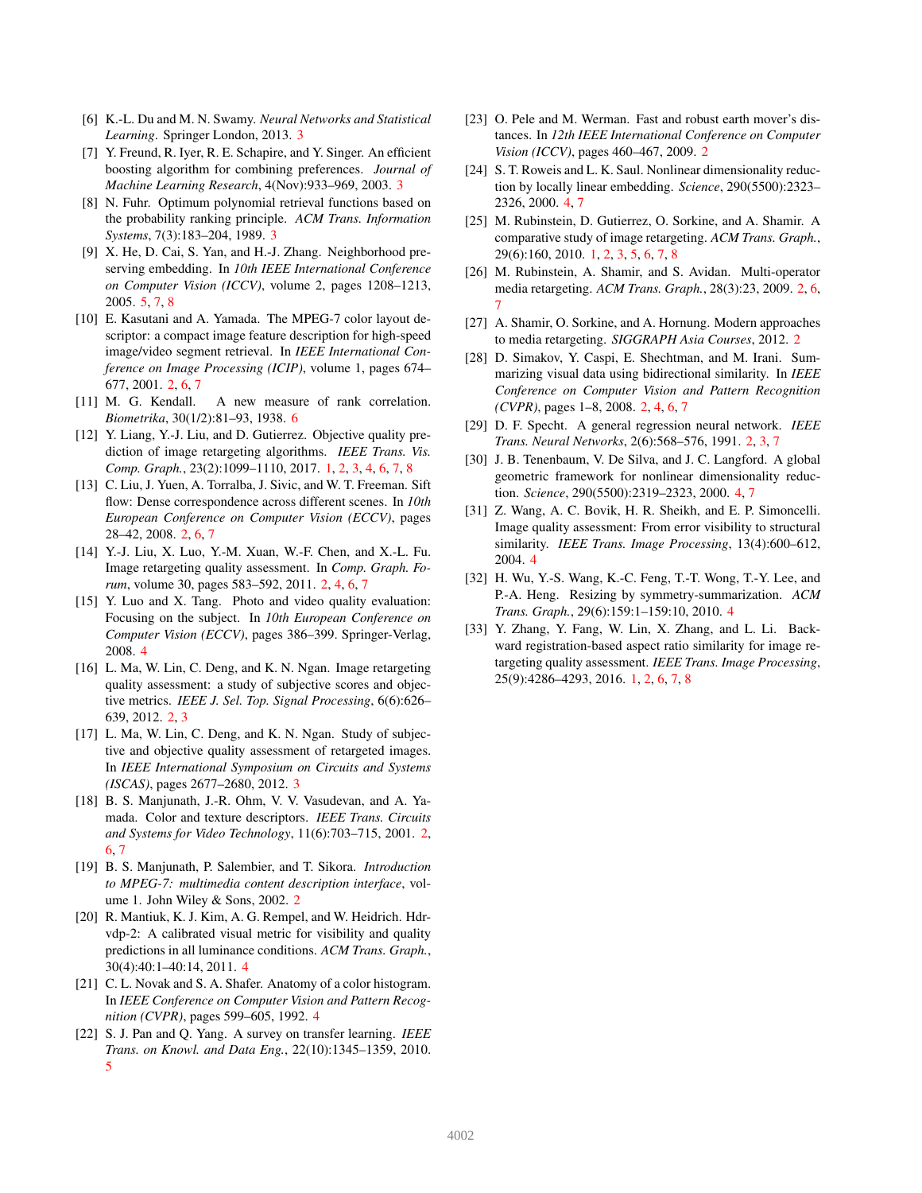[6] K.-L. Du and M. N. Swamy. *Neural Networks and Statistical Learning*. Springer London, 2013. 3

[7] Y. Freund, R. Iyer, R. E. Schapire, and Y. Singer. An efficient boosting algorithm for combining preferences. *Journal of Machine Learning Research*, 4(Nov):933–969, 2003. 3

[8] N. Fuhr. Optimum polynomial retrieval functions based on the probability ranking principle. *ACM Trans. Information Systems*, 7(3):183–204, 1989. 3

[9] X. He, D. Cai, S. Yan, and H.-J. Zhang. Neighborhood preserving embedding. In *10th IEEE International Conference on Computer Vision (ICCV)*, volume 2, pages 1208–1213, 2005. 5, 7, 8

[10] E. Kasutani and A. Yamada. The MPEG-7 color layout descriptor: a compact image feature description for high-speed image/video segment retrieval. In *IEEE International Conference on Image Processing (ICIP)*, volume 1, pages 674–677, 2001. 2, 6, 7

[11] M. G. Kendall. A new measure of rank correlation. *Biometrika*, 30(1/2):81–93, 1938. 6

[12] Y. Liang, Y.-J. Liu, and D. Gutierrez. Objective quality prediction of image retargeting algorithms. *IEEE Trans. Vis. Comp. Graph.*, 23(2):1099–1110, 2017. 1, 2, 3, 4, 6, 7, 8

[13] C. Liu, J. Yuen, A. Torralba, J. Sivic, and W. T. Freeman. Sift flow: Dense correspondence across different scenes. In *10th European Conference on Computer Vision (ECCV)*, pages 28–42, 2008. 2, 6, 7

[14] Y.-J. Liu, X. Luo, Y.-M. Xuan, W.-F. Chen, and X.-L. Fu. Image retargeting quality assessment. In *Comp. Graph. Forum*, volume 30, pages 583–592, 2011. 2, 4, 6, 7

[15] Y. Luo and X. Tang. Photo and video quality evaluation: Focusing on the subject. In *10th European Conference on Computer Vision (ECCV)*, pages 386–399. Springer-Verlag, 2008. 4

[16] L. Ma, W. Lin, C. Deng, and K. N. Ngan. Image retargeting quality assessment: a study of subjective scores and objective metrics. *IEEE J. Sel. Top. Signal Processing*, 6(6):626–639, 2012. 2, 3

[17] L. Ma, W. Lin, C. Deng, and K. N. Ngan. Study of subjective and objective quality assessment of retargeted images. In *IEEE International Symposium on Circuits and Systems (ISCAS)*, pages 2677–2680, 2012. 3

[18] B. S. Manjunath, J.-R. Ohm, V. V. Vasudevan, and A. Yamada. Color and texture descriptors. *IEEE Trans. Circuits and Systems for Video Technology*, 11(6):703–715, 2001. 2, 6, 7

[19] B. S. Manjunath, P. Salembier, and T. Sikora. *Introduction to MPEG-7: multimedia content description interface*, volume 1. John Wiley & Sons, 2002. 2

[20] R. Mantiuk, K. J. Kim, A. G. Rempel, and W. Heidrich. Hdr-vdp-2: A calibrated visual metric for visibility and quality predictions in all luminance conditions. *ACM Trans. Graph.*, 30(4):40:1–40:14, 2011. 4

[21] C. L. Novak and S. A. Shafer. Anatomy of a color histogram. In *IEEE Conference on Computer Vision and Pattern Recognition (CVPR)*, pages 599–605, 1992. 4

[22] S. J. Pan and Q. Yang. A survey on transfer learning. *IEEE Trans. on Knowl. and Data Eng.*, 22(10):1345–1359, 2010. 5

[23] O. Pele and M. Werman. Fast and robust earth mover's distances. In *12th IEEE International Conference on Computer Vision (ICCV)*, pages 460–467, 2009. 2

[24] S. T. Roweis and L. K. Saul. Nonlinear dimensionality reduction by locally linear embedding. *Science*, 290(5500):2323–2326, 2000. 4, 7

[25] M. Rubinstein, D. Gutierrez, O. Sorkine, and A. Shamir. A comparative study of image retargeting. *ACM Trans. Graph.*, 29(6):160, 2010. 1, 2, 3, 5, 6, 7, 8

[26] M. Rubinstein, A. Shamir, and S. Avidan. Multi-operator media retargeting. *ACM Trans. Graph.*, 28(3):23, 2009. 2, 6, 7

[27] A. Shamir, O. Sorkine, and A. Hornung. Modern approaches to media retargeting. *SIGGRAPH Asia Courses*, 2012. 2

[28] D. Simakov, Y. Caspi, E. Shechtman, and M. Irani. Summarizing visual data using bidirectional similarity. In *IEEE Conference on Computer Vision and Pattern Recognition (CVPR)*, pages 1–8, 2008. 2, 4, 6, 7

[29] D. F. Specht. A general regression neural network. *IEEE Trans. Neural Networks*, 2(6):568–576, 1991. 2, 3, 7

[30] J. B. Tenenbaum, V. De Silva, and J. C. Langford. A global geometric framework for nonlinear dimensionality reduction. *Science*, 290(5500):2319–2323, 2000. 4, 7

[31] Z. Wang, A. C. Bovik, H. R. Sheikh, and E. P. Simoncelli. Image quality assessment: From error visibility to structural similarity. *IEEE Trans. Image Processing*, 13(4):600–612, 2004. 4

[32] H. Wu, Y.-S. Wang, K.-C. Feng, T.-T. Wong, T.-Y. Lee, and P.-A. Heng. Resizing by symmetry-summarization. *ACM Trans. Graph.*, 29(6):159:1–159:10, 2010. 4

[33] Y. Zhang, Y. Fang, W. Lin, X. Zhang, and L. Li. Backward registration-based aspect ratio similarity for image retargeting quality assessment. *IEEE Trans. Image Processing*, 25(9):4286–4293, 2016. 1, 2, 6, 7, 8